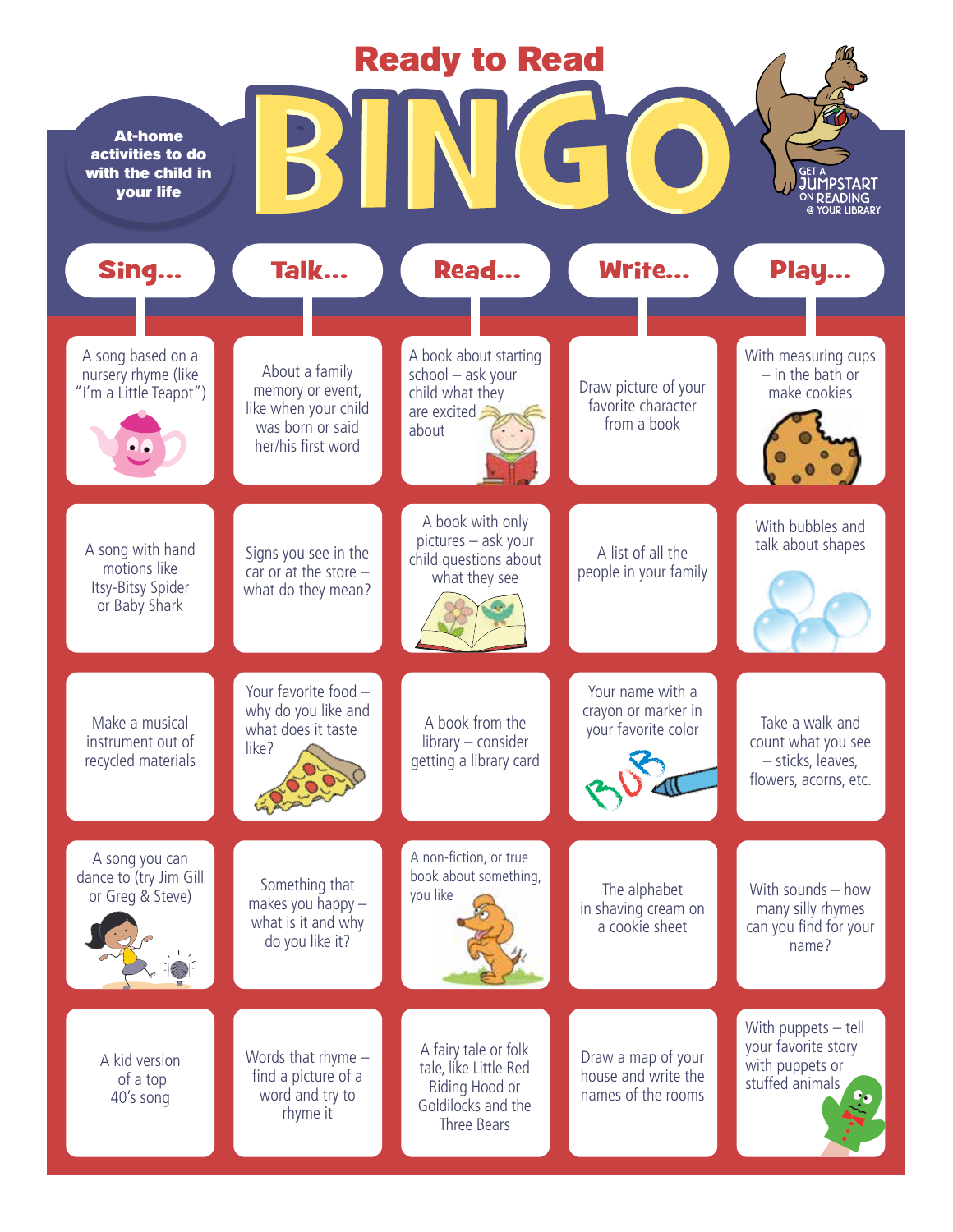# Ready to Read BINGO

**At-home activities to do with the child in your life**

GET A JUMPSTART ON READING @ YOUR LIBRARY

| Sing... | Talk... | Read... | Write... | Play... |
| --- | --- | --- | --- | --- |
| A song based on a nursery rhyme (like "I'm a Little Teapot") | About a family memory or event, like when your child was born or said her/his first word | A book about starting school – ask your child what they are excited about | Draw picture of your favorite character from a book | With measuring cups – in the bath or make cookies |
| A song with hand motions like Itsy-Bitsy Spider or Baby Shark | Signs you see in the car or at the store – what do they mean? | A book with only pictures – ask your child questions about what they see | A list of all the people in your family | With bubbles and talk about shapes |
| Make a musical instrument out of recycled materials | Your favorite food – why do you like and what does it taste like? | A book from the library – consider getting a library card | Your name with a crayon or marker in your favorite color | Take a walk and count what you see – sticks, leaves, flowers, acorns, etc. |
| A song you can dance to (try Jim Gill or Greg & Steve) | Something that makes you happy – what is it and why do you like it? | A non-fiction, or true book about something, you like | The alphabet in shaving cream on a cookie sheet | With sounds – how many silly rhymes can you find for your name? |
| A kid version of a top 40's song | Words that rhyme – find a picture of a word and try to rhyme it | A fairy tale or folk tale, like Little Red Riding Hood or Goldilocks and the Three Bears | Draw a map of your house and write the names of the rooms | With puppets – tell your favorite story with puppets or stuffed animals |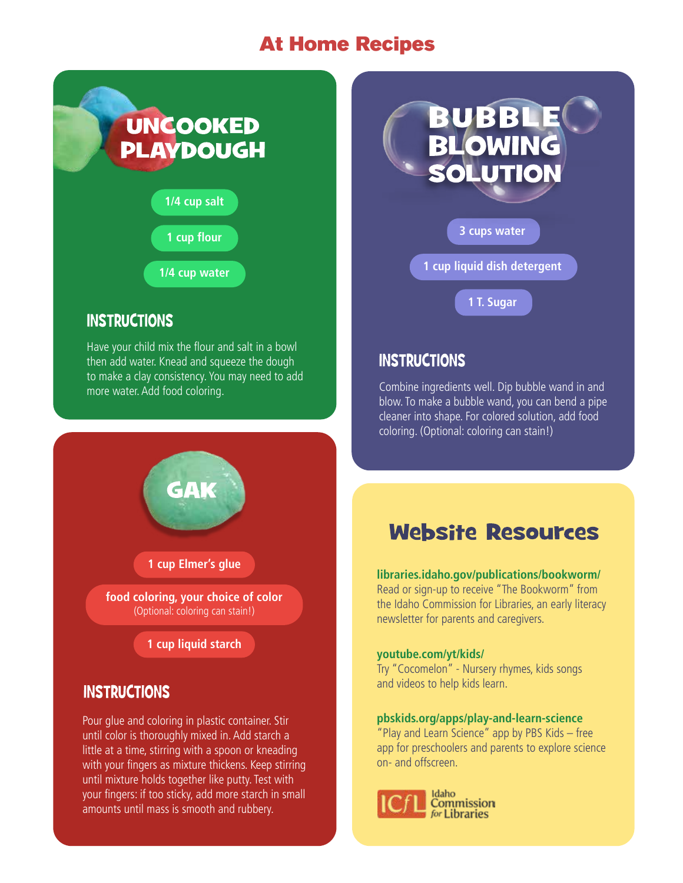# At Home Recipes

## UNCOOKED PLAYDOUGH

- 1/4 cup salt
- 1 cup flour
- 1/4 cup water

### INSTRUCTIONS

Have your child mix the flour and salt in a bowl then add water. Knead and squeeze the dough to make a clay consistency. You may need to add more water. Add food coloring.

## BUBBLE BLOWING SOLUTION

- 3 cups water
- 1 cup liquid dish detergent
- 1 T. Sugar

### INSTRUCTIONS

Combine ingredients well. Dip bubble wand in and blow. To make a bubble wand, you can bend a pipe cleaner into shape. For colored solution, add food coloring. (Optional: coloring can stain!)

## GAK

- 1 cup Elmer's glue
- food coloring, your choice of color (Optional: coloring can stain!)
- 1 cup liquid starch

### INSTRUCTIONS

Pour glue and coloring in plastic container. Stir until color is thoroughly mixed in. Add starch a little at a time, stirring with a spoon or kneading with your fingers as mixture thickens. Keep stirring until mixture holds together like putty. Test with your fingers: if too sticky, add more starch in small amounts until mass is smooth and rubbery.

## Website Resources

**libraries.idaho.gov/publications/bookworm/**
Read or sign-up to receive "The Bookworm" from the Idaho Commission for Libraries, an early literacy newsletter for parents and caregivers.

**youtube.com/yt/kids/**
Try "Cocomelon" - Nursery rhymes, kids songs and videos to help kids learn.

**pbskids.org/apps/play-and-learn-science**
"Play and Learn Science" app by PBS Kids – free app for preschoolers and parents to explore science on- and offscreen.

ICfL Idaho Commission for Libraries